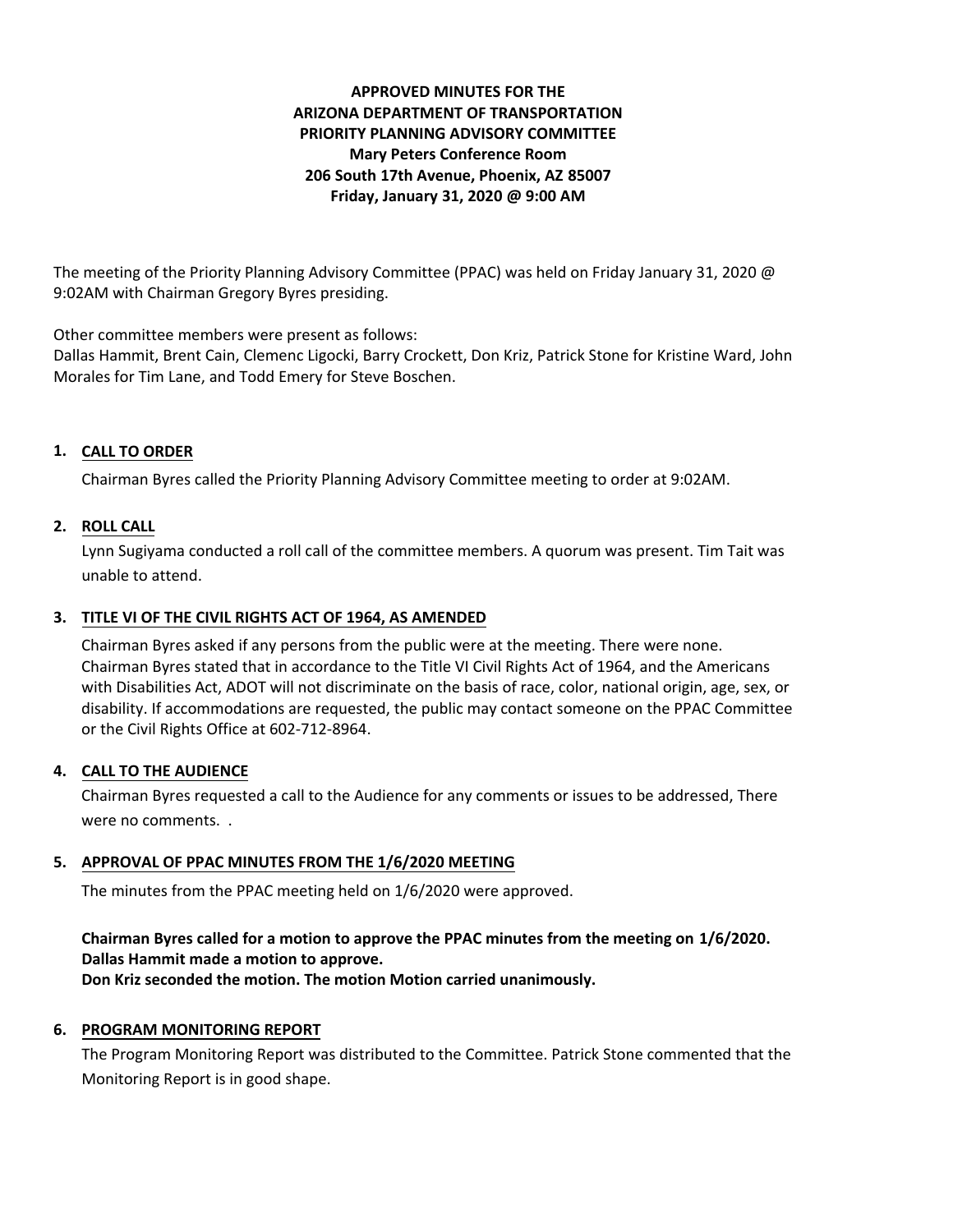**APPROVED MINUTES FOR THE**
**ARIZONA DEPARTMENT OF TRANSPORTATION**
**PRIORITY PLANNING ADVISORY COMMITTEE**
**Mary Peters Conference Room**
**206 South 17th Avenue, Phoenix, AZ 85007**
**Friday, January 31, 2020 @ 9:00 AM**

The meeting of the Priority Planning Advisory Committee (PPAC) was held on Friday January 31, 2020 @ 9:02AM with Chairman Gregory Byres presiding.

Other committee members were present as follows:
Dallas Hammit, Brent Cain, Clemenc Ligocki, Barry Crockett, Don Kriz, Patrick Stone for Kristine Ward, John Morales for Tim Lane, and Todd Emery for Steve Boschen.

1. **CALL TO ORDER**

   Chairman Byres called the Priority Planning Advisory Committee meeting to order at 9:02AM.

2. **ROLL CALL**

   Lynn Sugiyama conducted a roll call of the committee members. A quorum was present. Tim Tait was unable to attend.

3. **TITLE VI OF THE CIVIL RIGHTS ACT OF 1964, AS AMENDED**

   Chairman Byres asked if any persons from the public were at the meeting. There were none. Chairman Byres stated that in accordance to the Title VI Civil Rights Act of 1964, and the Americans with Disabilities Act, ADOT will not discriminate on the basis of race, color, national origin, age, sex, or disability. If accommodations are requested, the public may contact someone on the PPAC Committee or the Civil Rights Office at 602-712-8964.

4. **CALL TO THE AUDIENCE**

   Chairman Byres requested a call to the Audience for any comments or issues to be addressed, There were no comments. .

5. **APPROVAL OF PPAC MINUTES FROM THE 1/6/2020 MEETING**

   The minutes from the PPAC meeting held on 1/6/2020 were approved.

   **Chairman Byres called for a motion to approve the PPAC minutes from the meeting on 1/6/2020.**
   **Dallas Hammit made a motion to approve.**
   **Don Kriz seconded the motion. The motion Motion carried unanimously.**

6. **PROGRAM MONITORING REPORT**

   The Program Monitoring Report was distributed to the Committee. Patrick Stone commented that the Monitoring Report is in good shape.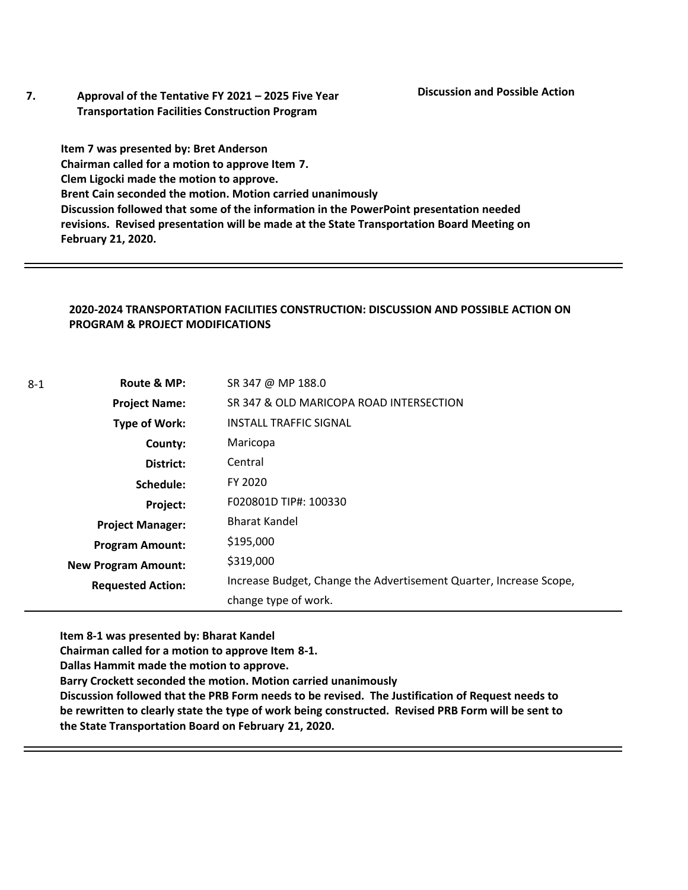**7. Approval of the Tentative FY 2021 – 2025 Five Year Transportation Facilities Construction Program**

**Discussion and Possible Action**

**Item 7 was presented by: Bret Anderson**
**Chairman called for a motion to approve Item 7.**
**Clem Ligocki made the motion to approve.**
**Brent Cain seconded the motion. Motion carried unanimously**
**Discussion followed that some of the information in the PowerPoint presentation needed revisions. Revised presentation will be made at the State Transportation Board Meeting on February 21, 2020.**

---

**2020-2024 TRANSPORTATION FACILITIES CONSTRUCTION: DISCUSSION AND POSSIBLE ACTION ON PROGRAM & PROJECT MODIFICATIONS**

8-1

| | |
|---|---|
| **Route & MP:** | SR 347 @ MP 188.0 |
| **Project Name:** | SR 347 & OLD MARICOPA ROAD INTERSECTION |
| **Type of Work:** | INSTALL TRAFFIC SIGNAL |
| **County:** | Maricopa |
| **District:** | Central |
| **Schedule:** | FY 2020 |
| **Project:** | F020801D TIP#: 100330 |
| **Project Manager:** | Bharat Kandel |
| **Program Amount:** | $195,000 |
| **New Program Amount:** | $319,000 |
| **Requested Action:** | Increase Budget, Change the Advertisement Quarter, Increase Scope, change type of work. |

**Item 8-1 was presented by: Bharat Kandel**
**Chairman called for a motion to approve Item 8-1.**
**Dallas Hammit made the motion to approve.**
**Barry Crockett seconded the motion. Motion carried unanimously**
**Discussion followed that the PRB Form needs to be revised. The Justification of Request needs to be rewritten to clearly state the type of work being constructed. Revised PRB Form will be sent to the State Transportation Board on February 21, 2020.**

---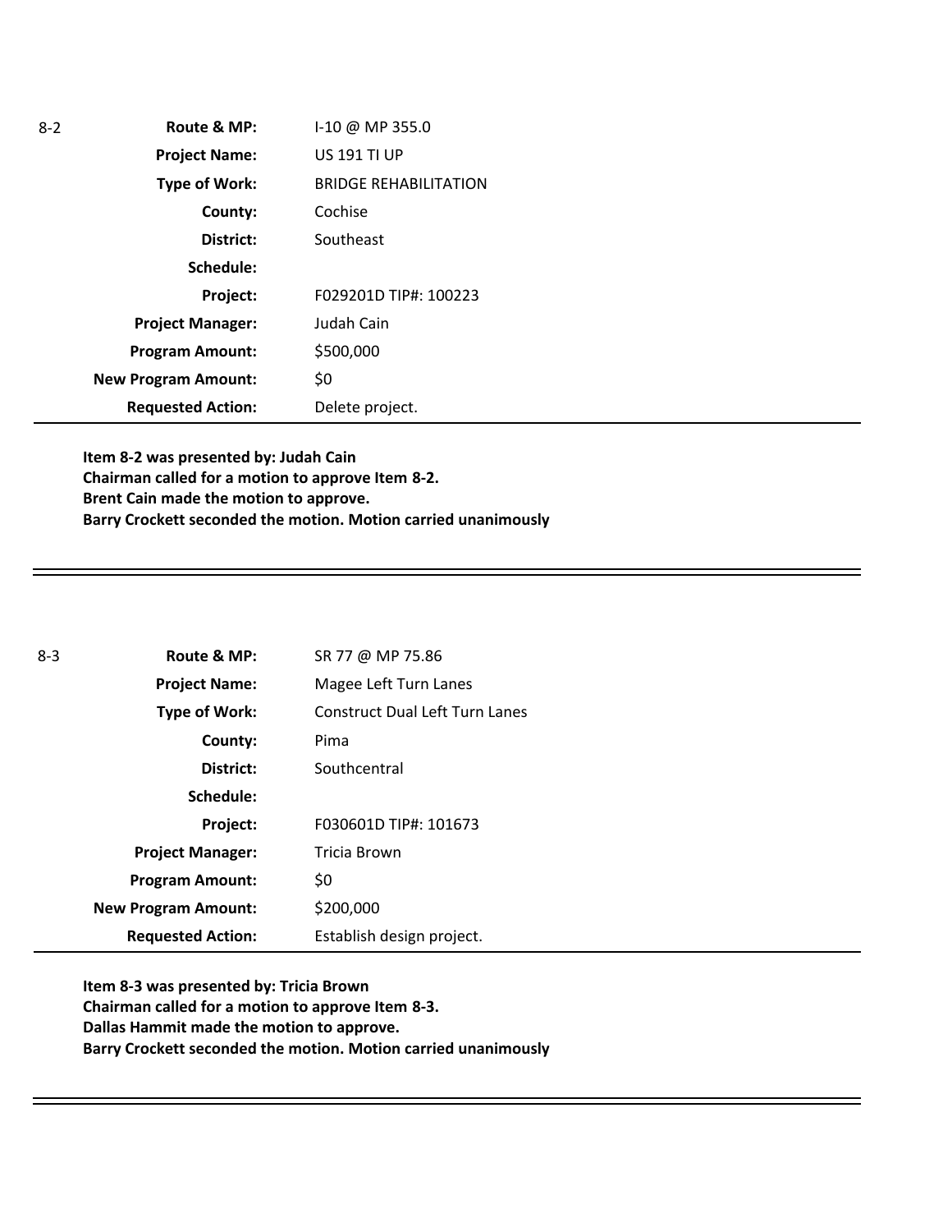| 8-2 | | |
|---|---|---|
| | **Route & MP:** | I-10 @ MP 355.0 |
| | **Project Name:** | US 191 TI UP |
| | **Type of Work:** | BRIDGE REHABILITATION |
| | **County:** | Cochise |
| | **District:** | Southeast |
| | **Schedule:** | |
| | **Project:** | F029201D TIP#: 100223 |
| | **Project Manager:** | Judah Cain |
| | **Program Amount:** | $500,000 |
| | **New Program Amount:** | $0 |
| | **Requested Action:** | Delete project. |

**Item 8-2 was presented by: Judah Cain**
**Chairman called for a motion to approve Item 8-2.**
**Brent Cain made the motion to approve.**
**Barry Crockett seconded the motion. Motion carried unanimously**

---

| 8-3 | | |
|---|---|---|
| | **Route & MP:** | SR 77 @ MP 75.86 |
| | **Project Name:** | Magee Left Turn Lanes |
| | **Type of Work:** | Construct Dual Left Turn Lanes |
| | **County:** | Pima |
| | **District:** | Southcentral |
| | **Schedule:** | |
| | **Project:** | F030601D TIP#: 101673 |
| | **Project Manager:** | Tricia Brown |
| | **Program Amount:** | $0 |
| | **New Program Amount:** | $200,000 |
| | **Requested Action:** | Establish design project. |

**Item 8-3 was presented by: Tricia Brown**
**Chairman called for a motion to approve Item 8-3.**
**Dallas Hammit made the motion to approve.**
**Barry Crockett seconded the motion. Motion carried unanimously**

---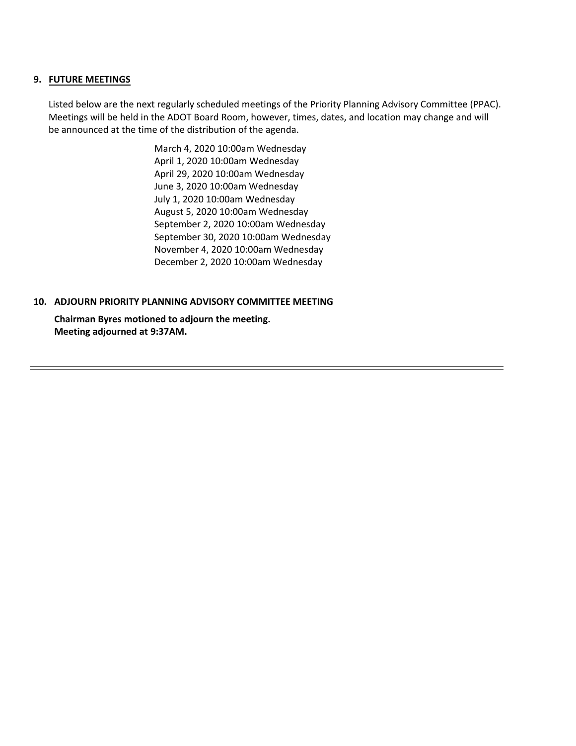**9. FUTURE MEETINGS**

Listed below are the next regularly scheduled meetings of the Priority Planning Advisory Committee (PPAC). Meetings will be held in the ADOT Board Room, however, times, dates, and location may change and will be announced at the time of the distribution of the agenda.

March 4, 2020 10:00am Wednesday
April 1, 2020 10:00am Wednesday
April 29, 2020 10:00am Wednesday
June 3, 2020 10:00am Wednesday
July 1, 2020 10:00am Wednesday
August 5, 2020 10:00am Wednesday
September 2, 2020 10:00am Wednesday
September 30, 2020 10:00am Wednesday
November 4, 2020 10:00am Wednesday
December 2, 2020 10:00am Wednesday

**10. ADJOURN PRIORITY PLANNING ADVISORY COMMITTEE MEETING**

**Chairman Byres motioned to adjourn the meeting.**
**Meeting adjourned at 9:37AM.**